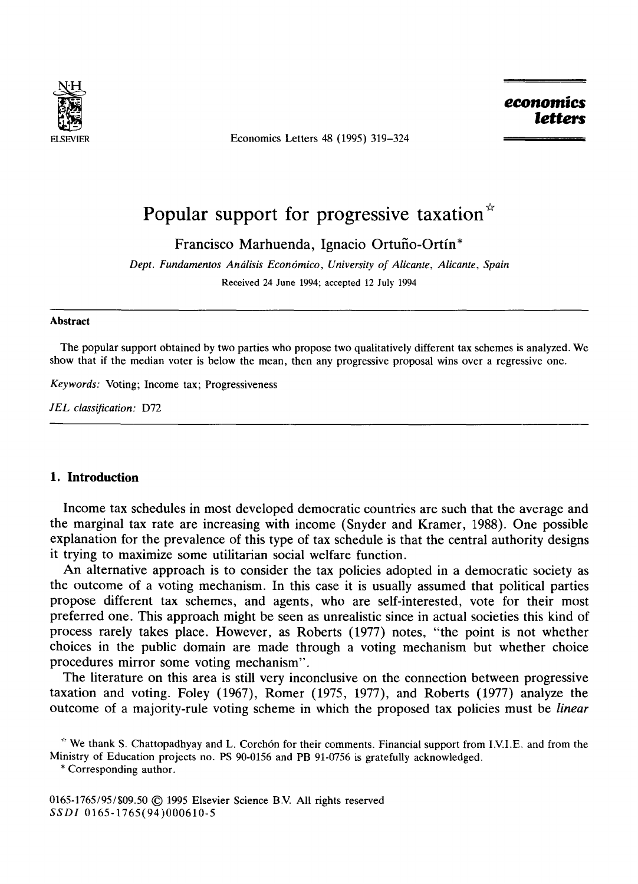# Popular support for progressive taxation [☆]

Francisco Marhuenda, Ignacio Ortuño-Ortín*

*Dept. Fundamentos Análisis Económico, University of Alicante, Alicante, Spain*

Received 24 June 1994; accepted 12 July 1994

---

**Abstract**

The popular support obtained by two parties who propose two qualitatively different tax schemes is analyzed. We show that if the median voter is below the mean, then any progressive proposal wins over a regressive one.

*Keywords:* Voting; Income tax; Progressiveness

*JEL classification:* D72

---

## 1. Introduction

Income tax schedules in most developed democratic countries are such that the average and the marginal tax rate are increasing with income (Snyder and Kramer, 1988). One possible explanation for the prevalence of this type of tax schedule is that the central authority designs it trying to maximize some utilitarian social welfare function.

An alternative approach is to consider the tax policies adopted in a democratic society as the outcome of a voting mechanism. In this case it is usually assumed that political parties propose different tax schemes, and agents, who are self-interested, vote for their most preferred one. This approach might be seen as unrealistic since in actual societies this kind of process rarely takes place. However, as Roberts (1977) notes, "the point is not whether choices in the public domain are made through a voting mechanism but whether choice procedures mirror some voting mechanism".

The literature on this area is still very inconclusive on the connection between progressive taxation and voting. Foley (1967), Romer (1975, 1977), and Roberts (1977) analyze the outcome of a majority-rule voting scheme in which the proposed tax policies must be *linear*

---

[☆] We thank S. Chattopadhyay and L. Corchón for their comments. Financial support from I.V.I.E. and from the Ministry of Education projects no. PS 90-0156 and PB 91-0756 is gratefully acknowledged.

\* Corresponding author.

0165-1765/95/$09.50 © 1995 Elsevier Science B.V. All rights reserved
*SSDI* 0165-1765(94)00610-5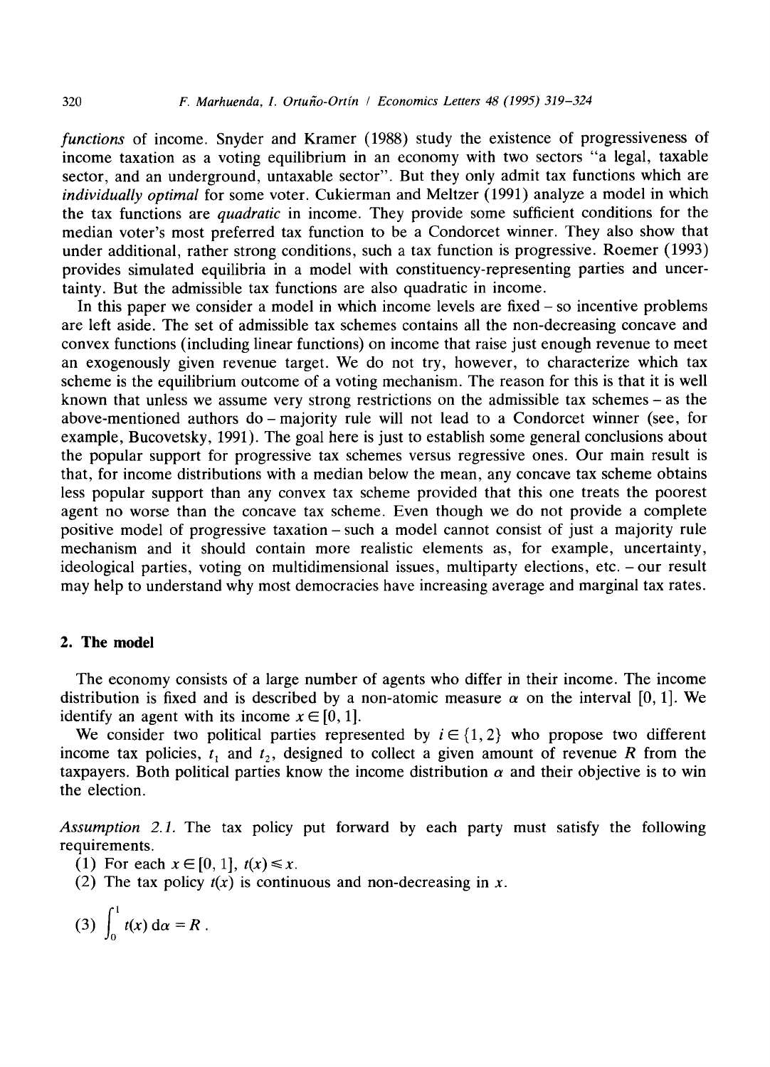*functions* of income. Snyder and Kramer (1988) study the existence of progressiveness of income taxation as a voting equilibrium in an economy with two sectors "a legal, taxable sector, and an underground, untaxable sector". But they only admit tax functions which are *individually optimal* for some voter. Cukierman and Meltzer (1991) analyze a model in which the tax functions are *quadratic* in income. They provide some sufficient conditions for the median voter's most preferred tax function to be a Condorcet winner. They also show that under additional, rather strong conditions, such a tax function is progressive. Roemer (1993) provides simulated equilibria in a model with constituency-representing parties and uncertainty. But the admissible tax functions are also quadratic in income.

In this paper we consider a model in which income levels are fixed – so incentive problems are left aside. The set of admissible tax schemes contains all the non-decreasing concave and convex functions (including linear functions) on income that raise just enough revenue to meet an exogenously given revenue target. We do not try, however, to characterize which tax scheme is the equilibrium outcome of a voting mechanism. The reason for this is that it is well known that unless we assume very strong restrictions on the admissible tax schemes – as the above-mentioned authors do – majority rule will not lead to a Condorcet winner (see, for example, Bucovetsky, 1991). The goal here is just to establish some general conclusions about the popular support for progressive tax schemes versus regressive ones. Our main result is that, for income distributions with a median below the mean, any concave tax scheme obtains less popular support than any convex tax scheme provided that this one treats the poorest agent no worse than the concave tax scheme. Even though we do not provide a complete positive model of progressive taxation – such a model cannot consist of just a majority rule mechanism and it should contain more realistic elements as, for example, uncertainty, ideological parties, voting on multidimensional issues, multiparty elections, etc. – our result may help to understand why most democracies have increasing average and marginal tax rates.

## 2. The model

The economy consists of a large number of agents who differ in their income. The income distribution is fixed and is described by a non-atomic measure $\alpha$ on the interval $[0, 1]$. We identify an agent with its income $x \in [0, 1]$.

We consider two political parties represented by $i \in \{1, 2\}$ who propose two different income tax policies, $t_1$ and $t_2$, designed to collect a given amount of revenue $R$ from the taxpayers. Both political parties know the income distribution $\alpha$ and their objective is to win the election.

*Assumption 2.1.* The tax policy put forward by each party must satisfy the following requirements.

(1) For each $x \in [0, 1]$, $t(x) \leq x$.

(2) The tax policy $t(x)$ is continuous and non-decreasing in $x$.

(3) $\int_0^1 t(x)\, d\alpha = R$.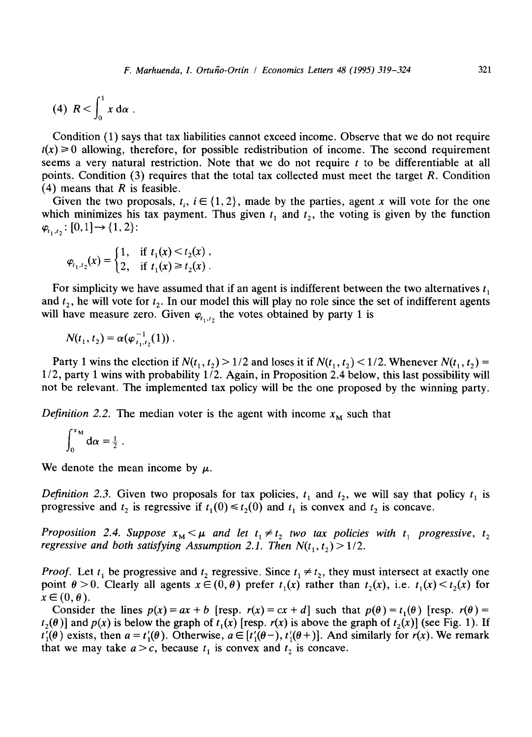(4) $R < \int_0^1 x \, d\alpha$ .

Condition (1) says that tax liabilities cannot exceed income. Observe that we do not require $t(x) \geq 0$ allowing, therefore, for possible redistribution of income. The second requirement seems a very natural restriction. Note that we do not require $t$ to be differentiable at all points. Condition (3) requires that the total tax collected must meet the target $R$. Condition (4) means that $R$ is feasible.

Given the two proposals, $t_i$, $i \in \{1, 2\}$, made by the parties, agent $x$ will vote for the one which minimizes his tax payment. Thus given $t_1$ and $t_2$, the voting is given by the function $\varphi_{t_1,t_2}: [0,1] \to \{1, 2\}$:

$$\varphi_{t_1,t_2}(x) = \begin{cases} 1, & \text{if } t_1(x) < t_2(x) , \\ 2, & \text{if } t_1(x) \geq t_2(x) . \end{cases}$$

For simplicity we have assumed that if an agent is indifferent between the two alternatives $t_1$ and $t_2$, he will vote for $t_2$. In our model this will play no role since the set of indifferent agents will have measure zero. Given $\varphi_{t_1,t_2}$ the votes obtained by party 1 is

$$N(t_1, t_2) = \alpha(\varphi^{-1}_{t_1,t_2}(1)) .$$

Party 1 wins the election if $N(t_1, t_2) > 1/2$ and loses it if $N(t_1, t_2) < 1/2$. Whenever $N(t_1, t_2) = 1/2$, party 1 wins with probability 1/2. Again, in Proposition 2.4 below, this last possibility will not be relevant. The implemented tax policy will be the one proposed by the winning party.

*Definition 2.2.* The median voter is the agent with income $x_M$ such that

$$\int_0^{x_M} d\alpha = \tfrac{1}{2} .$$

We denote the mean income by $\mu$.

*Definition 2.3.* Given two proposals for tax policies, $t_1$ and $t_2$, we will say that policy $t_1$ is progressive and $t_2$ is regressive if $t_1(0) \leq t_2(0)$ and $t_1$ is convex and $t_2$ is concave.

*Proposition 2.4. Suppose $x_M < \mu$ and let $t_1 \neq t_2$ two tax policies with $t_1$ progressive, $t_2$ regressive and both satisfying Assumption 2.1. Then $N(t_1, t_2) > 1/2$.*

*Proof.* Let $t_1$ be progressive and $t_2$ regressive. Since $t_1 \neq t_2$, they must intersect at exactly one point $\theta > 0$. Clearly all agents $x \in (0, \theta)$ prefer $t_1(x)$ rather than $t_2(x)$, i.e. $t_1(x) < t_2(x)$ for $x \in (0, \theta)$.

Consider the lines $p(x) = ax + b$ [resp. $r(x) = cx + d$] such that $p(\theta) = t_1(\theta)$ [resp. $r(\theta) = t_2(\theta)$] and $p(x)$ is below the graph of $t_1(x)$ [resp. $r(x)$ is above the graph of $t_2(x)$] (see Fig. 1). If $t_1'(\theta)$ exists, then $a = t_1'(\theta)$. Otherwise, $a \in [t_1'(\theta-), t_1'(\theta+)]$. And similarly for $r(x)$. We remark that we may take $a > c$, because $t_1$ is convex and $t_2$ is concave.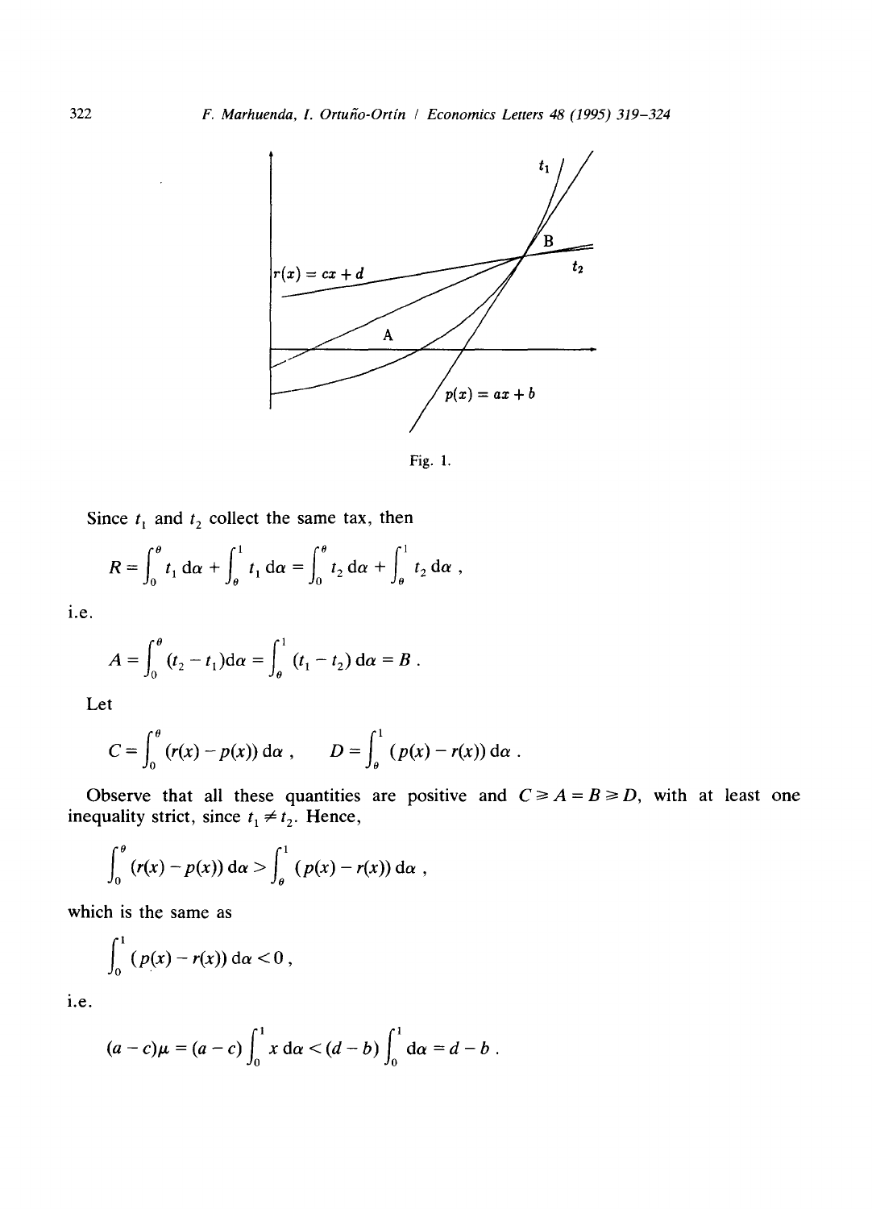Fig. 1.

Since $t_1$ and $t_2$ collect the same tax, then

$$R = \int_0^\theta t_1 \, d\alpha + \int_\theta^1 t_1 \, d\alpha = \int_0^\theta t_2 \, d\alpha + \int_\theta^1 t_2 \, d\alpha ,$$

i.e.

$$A = \int_0^\theta (t_2 - t_1) d\alpha = \int_\theta^1 (t_1 - t_2) \, d\alpha = B .$$

Let

$$C = \int_0^\theta (r(x) - p(x)) \, d\alpha , \qquad D = \int_\theta^1 (p(x) - r(x)) \, d\alpha .$$

Observe that all these quantities are positive and $C \geq A = B \geq D$, with at least one inequality strict, since $t_1 \neq t_2$. Hence,

$$\int_0^\theta (r(x) - p(x)) \, d\alpha > \int_\theta^1 (p(x) - r(x)) \, d\alpha ,$$

which is the same as

$$\int_0^1 (p(x) - r(x)) \, d\alpha < 0 ,$$

i.e.

$$(a - c)\mu = (a - c) \int_0^1 x \, d\alpha < (d - b) \int_0^1 d\alpha = d - b .$$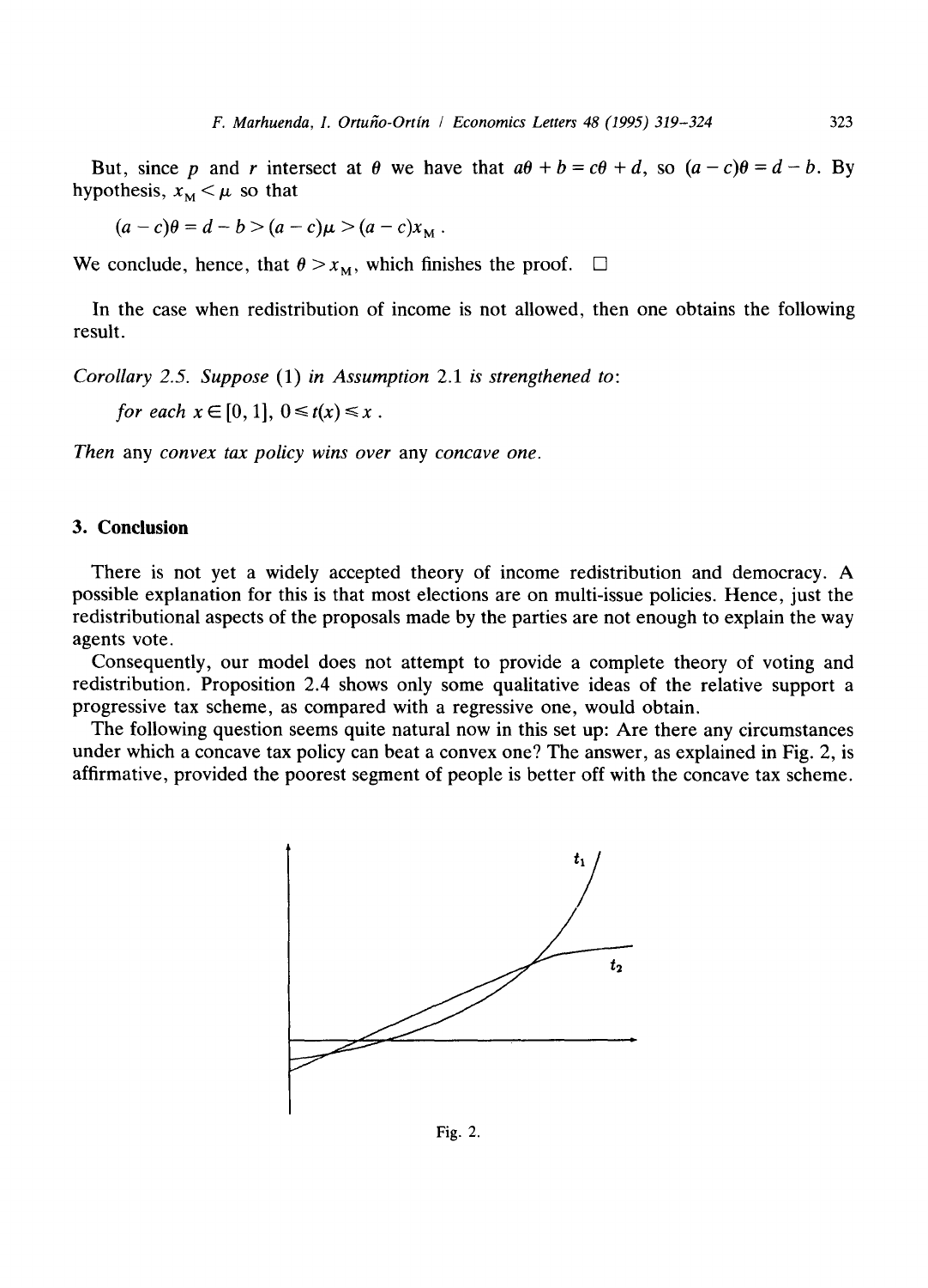But, since $p$ and $r$ intersect at $\theta$ we have that $a\theta + b = c\theta + d$, so $(a - c)\theta = d - b$. By hypothesis, $x_M < \mu$ so that

$$(a - c)\theta = d - b > (a - c)\mu > (a - c)x_M .$$

We conclude, hence, that $\theta > x_M$, which finishes the proof. □

In the case when redistribution of income is not allowed, then one obtains the following result.

*Corollary 2.5. Suppose* (1) *in Assumption* 2.1 *is strengthened to*:

*for each* $x \in [0, 1]$, $0 \leq t(x) \leq x$ .

*Then* any *convex tax policy wins over* any *concave one*.

## 3. Conclusion

There is not yet a widely accepted theory of income redistribution and democracy. A possible explanation for this is that most elections are on multi-issue policies. Hence, just the redistributional aspects of the proposals made by the parties are not enough to explain the way agents vote.

Consequently, our model does not attempt to provide a complete theory of voting and redistribution. Proposition 2.4 shows only some qualitative ideas of the relative support a progressive tax scheme, as compared with a regressive one, would obtain.

The following question seems quite natural now in this set up: Are there any circumstances under which a concave tax policy can beat a convex one? The answer, as explained in Fig. 2, is affirmative, provided the poorest segment of people is better off with the concave tax scheme.

Fig. 2.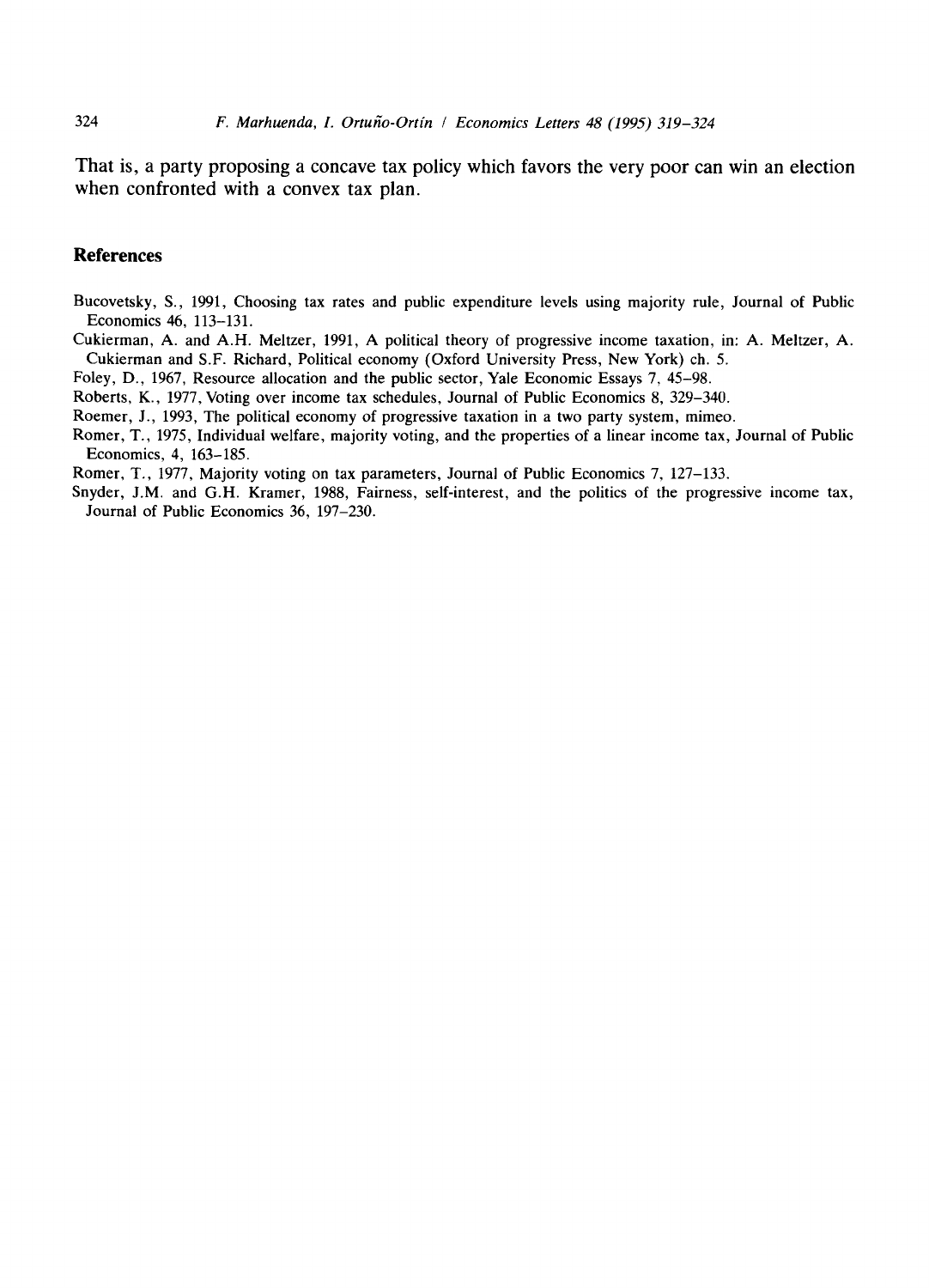That is, a party proposing a concave tax policy which favors the very poor can win an election when confronted with a convex tax plan.

## References

Bucovetsky, S., 1991, Choosing tax rates and public expenditure levels using majority rule, Journal of Public Economics 46, 113–131.

Cukierman, A. and A.H. Meltzer, 1991, A political theory of progressive income taxation, in: A. Meltzer, A. Cukierman and S.F. Richard, Political economy (Oxford University Press, New York) ch. 5.

Foley, D., 1967, Resource allocation and the public sector, Yale Economic Essays 7, 45–98.

Roberts, K., 1977, Voting over income tax schedules, Journal of Public Economics 8, 329–340.

Roemer, J., 1993, The political economy of progressive taxation in a two party system, mimeo.

Romer, T., 1975, Individual welfare, majority voting, and the properties of a linear income tax, Journal of Public Economics, 4, 163–185.

Romer, T., 1977, Majority voting on tax parameters, Journal of Public Economics 7, 127–133.

Snyder, J.M. and G.H. Kramer, 1988, Fairness, self-interest, and the politics of the progressive income tax, Journal of Public Economics 36, 197–230.